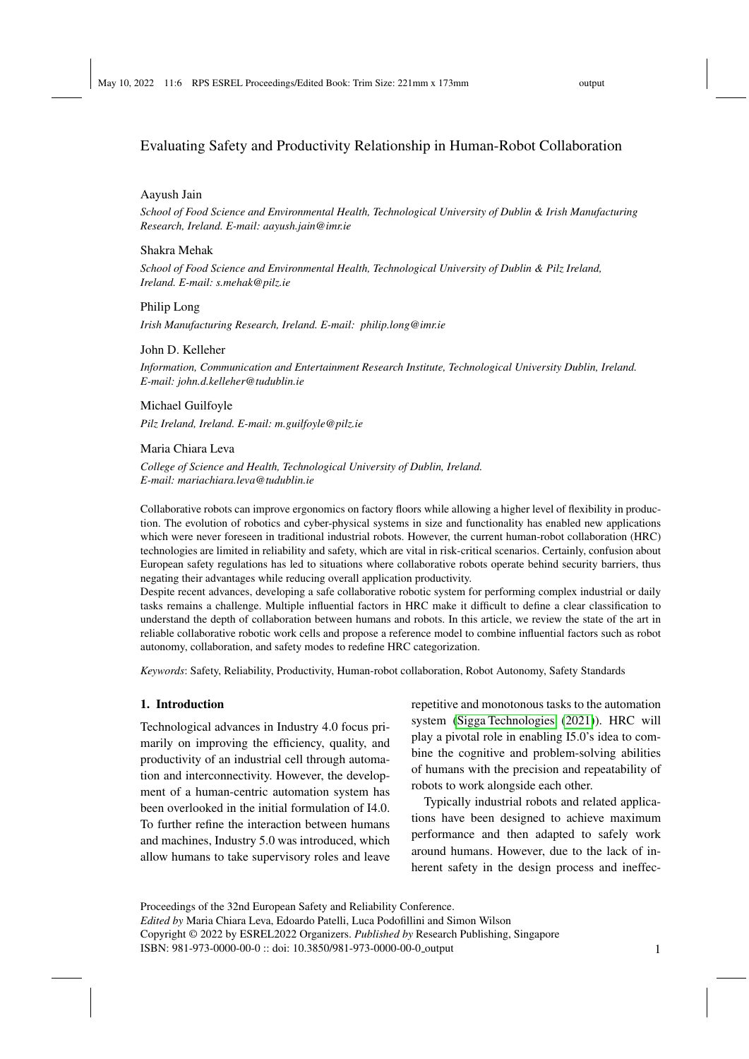# Evaluating Safety and Productivity Relationship in Human-Robot Collaboration

Aayush Jain

*School of Food Science and Environmental Health, Technological University of Dublin & Irish Manufacturing Research, Ireland. E-mail: aayush.jain@imr.ie*

Shakra Mehak

*School of Food Science and Environmental Health, Technological University of Dublin & Pilz Ireland, Ireland. E-mail: s.mehak@pilz.ie*

Philip Long

*Irish Manufacturing Research, Ireland. E-mail: philip.long@imr.ie*

John D. Kelleher

*Information, Communication and Entertainment Research Institute, Technological University Dublin, Ireland. E-mail: john.d.kelleher@tudublin.ie*

Michael Guilfoyle

*Pilz Ireland, Ireland. E-mail: m.guilfoyle@pilz.ie*

Maria Chiara Leva

*College of Science and Health, Technological University of Dublin, Ireland. E-mail: mariachiara.leva@tudublin.ie*

Collaborative robots can improve ergonomics on factory floors while allowing a higher level of flexibility in production. The evolution of robotics and cyber-physical systems in size and functionality has enabled new applications which were never foreseen in traditional industrial robots. However, the current human-robot collaboration (HRC) technologies are limited in reliability and safety, which are vital in risk-critical scenarios. Certainly, confusion about European safety regulations has led to situations where collaborative robots operate behind security barriers, thus negating their advantages while reducing overall application productivity.

Despite recent advances, developing a safe collaborative robotic system for performing complex industrial or daily tasks remains a challenge. Multiple influential factors in HRC make it difficult to define a clear classification to understand the depth of collaboration between humans and robots. In this article, we review the state of the art in reliable collaborative robotic work cells and propose a reference model to combine influential factors such as robot autonomy, collaboration, and safety modes to redefine HRC categorization.

*Keywords*: Safety, Reliability, Productivity, Human-robot collaboration, Robot Autonomy, Safety Standards

## 1. Introduction

Technological advances in Industry 4.0 focus primarily on improving the efficiency, quality, and productivity of an industrial cell through automation and interconnectivity. However, the development of a human-centric automation system has been overlooked in the initial formulation of I4.0. To further refine the interaction between humans and machines, Industry 5.0 was introduced, which allow humans to take supervisory roles and leave repetitive and monotonous tasks to the automation system (Sigga Technologies (2021)). HRC will play a pivotal role in enabling I5.0's idea to combine the cognitive and problem-solving abilities of humans with the precision and repeatability of robots to work alongside each other.

Typically industrial robots and related applications have been designed to achieve maximum performance and then adapted to safely work around humans. However, due to the lack of inherent safety in the design process and ineffec-

Proceedings of the 32nd European Safety and Reliability Conference.
*Edited by* Maria Chiara Leva, Edoardo Patelli, Luca Podofillini and Simon Wilson
Copyright © 2022 by ESREL2022 Organizers. *Published by* Research Publishing, Singapore
ISBN: 981-973-0000-00-0 :: doi: 10.3850/981-973-0000-00-0_output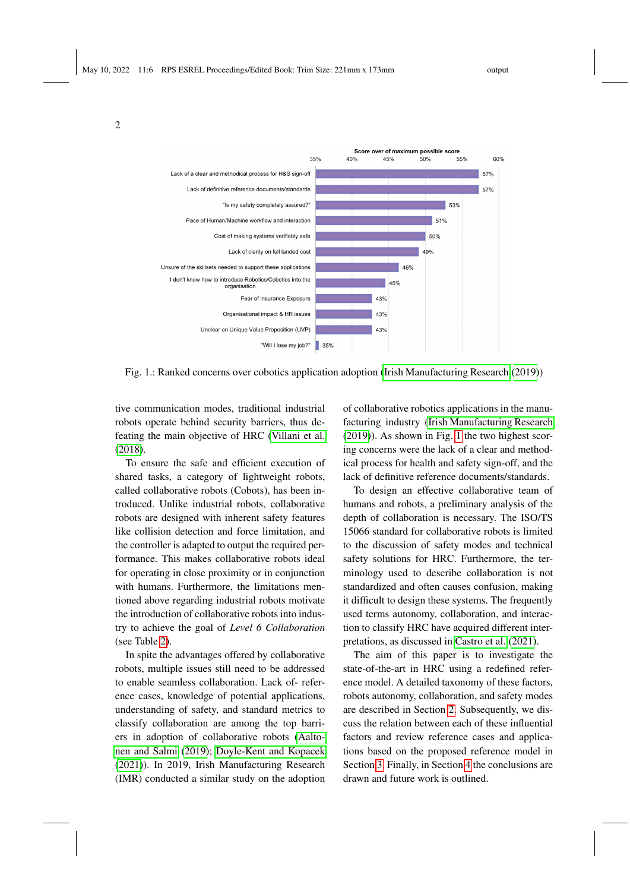Fig. 1.: Ranked concerns over cobotics application adoption (Irish Manufacturing Research (2019))

tive communication modes, traditional industrial robots operate behind security barriers, thus defeating the main objective of HRC (Villani et al. (2018).

To ensure the safe and efficient execution of shared tasks, a category of lightweight robots, called collaborative robots (Cobots), has been introduced. Unlike industrial robots, collaborative robots are designed with inherent safety features like collision detection and force limitation, and the controller is adapted to output the required performance. This makes collaborative robots ideal for operating in close proximity or in conjunction with humans. Furthermore, the limitations mentioned above regarding industrial robots motivate the introduction of collaborative robots into industry to achieve the goal of *Level 6 Collaboration* (see Table 2).

In spite the advantages offered by collaborative robots, multiple issues still need to be addressed to enable seamless collaboration. Lack of- reference cases, knowledge of potential applications, understanding of safety, and standard metrics to classify collaboration are among the top barriers in adoption of collaborative robots (Aaltonen and Salmi (2019); Doyle-Kent and Kopacek (2021)). In 2019, Irish Manufacturing Research (IMR) conducted a similar study on the adoption of collaborative robotics applications in the manufacturing industry (Irish Manufacturing Research (2019)). As shown in Fig. 1 the two highest scoring concerns were the lack of a clear and methodical process for health and safety sign-off, and the lack of definitive reference documents/standards.

To design an effective collaborative team of humans and robots, a preliminary analysis of the depth of collaboration is necessary. The ISO/TS 15066 standard for collaborative robots is limited to the discussion of safety modes and technical safety solutions for HRC. Furthermore, the terminology used to describe collaboration is not standardized and often causes confusion, making it difficult to design these systems. The frequently used terms autonomy, collaboration, and interaction to classify HRC have acquired different interpretations, as discussed in Castro et al. (2021).

The aim of this paper is to investigate the state-of-the-art in HRC using a redefined reference model. A detailed taxonomy of these factors, robots autonomy, collaboration, and safety modes are described in Section 2. Subsequently, we discuss the relation between each of these influential factors and review reference cases and applications based on the proposed reference model in Section 3. Finally, in Section 4 the conclusions are drawn and future work is outlined.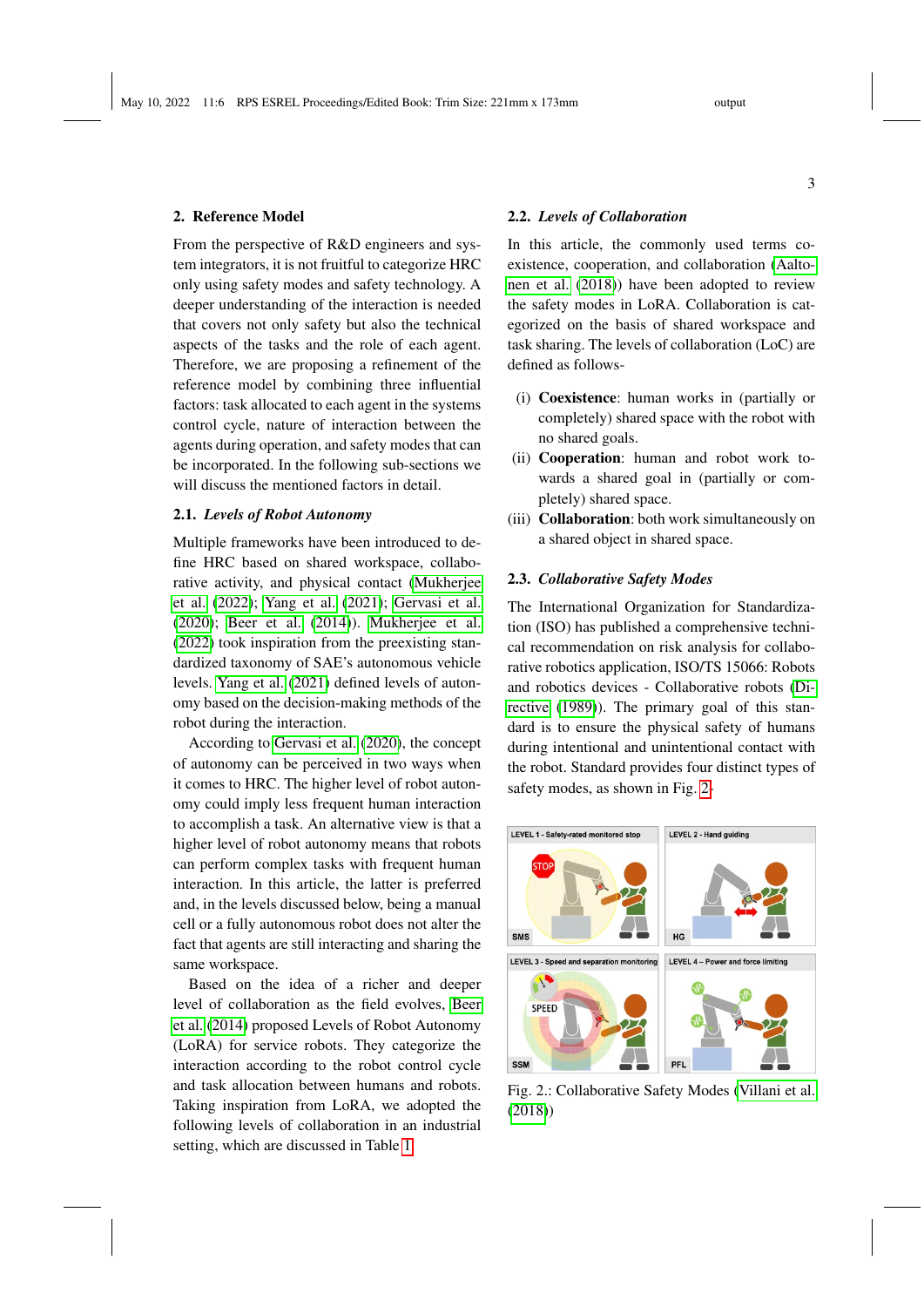## 2. Reference Model

From the perspective of R&D engineers and system integrators, it is not fruitful to categorize HRC only using safety modes and safety technology. A deeper understanding of the interaction is needed that covers not only safety but also the technical aspects of the tasks and the role of each agent. Therefore, we are proposing a refinement of the reference model by combining three influential factors: task allocated to each agent in the systems control cycle, nature of interaction between the agents during operation, and safety modes that can be incorporated. In the following sub-sections we will discuss the mentioned factors in detail.

### 2.1. *Levels of Robot Autonomy*

Multiple frameworks have been introduced to define HRC based on shared workspace, collaborative activity, and physical contact (Mukherjee et al. (2022); Yang et al. (2021); Gervasi et al. (2020); Beer et al. (2014)). Mukherjee et al. (2022) took inspiration from the preexisting standardized taxonomy of SAE's autonomous vehicle levels. Yang et al. (2021) defined levels of autonomy based on the decision-making methods of the robot during the interaction.

According to Gervasi et al. (2020), the concept of autonomy can be perceived in two ways when it comes to HRC. The higher level of robot autonomy could imply less frequent human interaction to accomplish a task. An alternative view is that a higher level of robot autonomy means that robots can perform complex tasks with frequent human interaction. In this article, the latter is preferred and, in the levels discussed below, being a manual cell or a fully autonomous robot does not alter the fact that agents are still interacting and sharing the same workspace.

Based on the idea of a richer and deeper level of collaboration as the field evolves, Beer et al. (2014) proposed Levels of Robot Autonomy (LoRA) for service robots. They categorize the interaction according to the robot control cycle and task allocation between humans and robots. Taking inspiration from LoRA, we adopted the following levels of collaboration in an industrial setting, which are discussed in Table 1.

### 2.2. *Levels of Collaboration*

In this article, the commonly used terms coexistence, cooperation, and collaboration (Aaltonen et al. (2018)) have been adopted to review the safety modes in LoRA. Collaboration is categorized on the basis of shared workspace and task sharing. The levels of collaboration (LoC) are defined as follows-

(i) **Coexistence**: human works in (partially or completely) shared space with the robot with no shared goals.
(ii) **Cooperation**: human and robot work towards a shared goal in (partially or completely) shared space.
(iii) **Collaboration**: both work simultaneously on a shared object in shared space.

### 2.3. *Collaborative Safety Modes*

The International Organization for Standardization (ISO) has published a comprehensive technical recommendation on risk analysis for collaborative robotics application, ISO/TS 15066: Robots and robotics devices - Collaborative robots (Directive (1989)). The primary goal of this standard is to ensure the physical safety of humans during intentional and unintentional contact with the robot. Standard provides four distinct types of safety modes, as shown in Fig. 2.

LEVEL 1 - Safety-rated monitored stop | LEVEL 2 - Hand guiding | LEVEL 3 - Speed and separation monitoring | LEVEL 4 – Power and force limiting

Fig. 2.: Collaborative Safety Modes (Villani et al. (2018))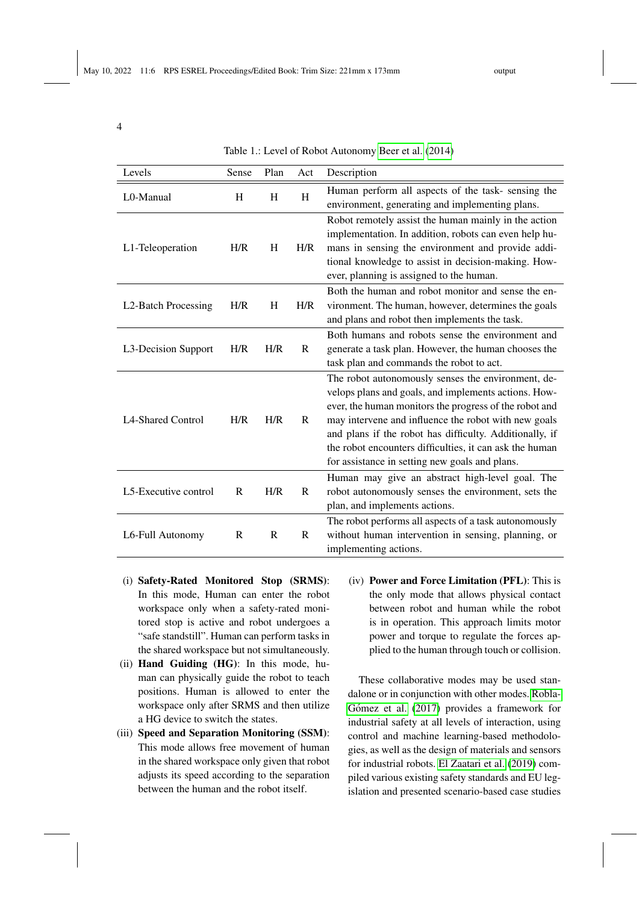Table 1.: Level of Robot Autonomy Beer et al. (2014)

| Levels | Sense | Plan | Act | Description |
|---|---|---|---|---|
| L0-Manual | H | H | H | Human perform all aspects of the task- sensing the environment, generating and implementing plans. |
| L1-Teleoperation | H/R | H | H/R | Robot remotely assist the human mainly in the action implementation. In addition, robots can even help humans in sensing the environment and provide additional knowledge to assist in decision-making. However, planning is assigned to the human. |
| L2-Batch Processing | H/R | H | H/R | Both the human and robot monitor and sense the environment. The human, however, determines the goals and plans and robot then implements the task. |
| L3-Decision Support | H/R | H/R | R | Both humans and robots sense the environment and generate a task plan. However, the human chooses the task plan and commands the robot to act. |
| L4-Shared Control | H/R | H/R | R | The robot autonomously senses the environment, develops plans and goals, and implements actions. However, the human monitors the progress of the robot and may intervene and influence the robot with new goals and plans if the robot has difficulty. Additionally, if the robot encounters difficulties, it can ask the human for assistance in setting new goals and plans. |
| L5-Executive control | R | H/R | R | Human may give an abstract high-level goal. The robot autonomously senses the environment, sets the plan, and implements actions. |
| L6-Full Autonomy | R | R | R | The robot performs all aspects of a task autonomously without human intervention in sensing, planning, or implementing actions. |

(i) **Safety-Rated Monitored Stop (SRMS)**: In this mode, Human can enter the robot workspace only when a safety-rated monitored stop is active and robot undergoes a "safe standstill". Human can perform tasks in the shared workspace but not simultaneously.

(ii) **Hand Guiding (HG)**: In this mode, human can physically guide the robot to teach positions. Human is allowed to enter the workspace only after SRMS and then utilize a HG device to switch the states.

(iii) **Speed and Separation Monitoring (SSM)**: This mode allows free movement of human in the shared workspace only given that robot adjusts its speed according to the separation between the human and the robot itself.

(iv) **Power and Force Limitation (PFL)**: This is the only mode that allows physical contact between robot and human while the robot is in operation. This approach limits motor power and torque to regulate the forces applied to the human through touch or collision.

These collaborative modes may be used standalone or in conjunction with other modes. Robla-Gómez et al. (2017) provides a framework for industrial safety at all levels of interaction, using control and machine learning-based methodologies, as well as the design of materials and sensors for industrial robots. El Zaatari et al. (2019) compiled various existing safety standards and EU legislation and presented scenario-based case studies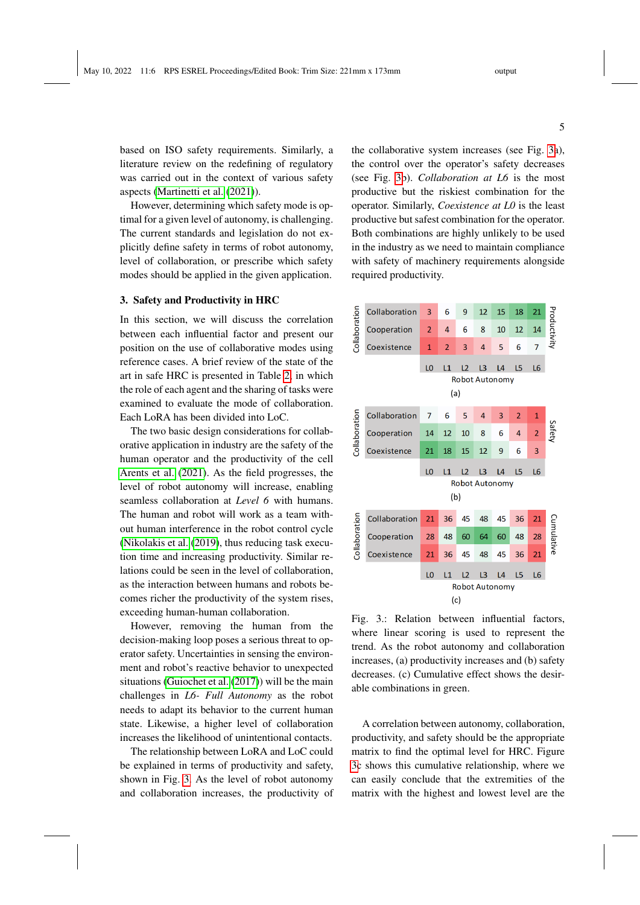based on ISO safety requirements. Similarly, a literature review on the redefining of regulatory was carried out in the context of various safety aspects (Martinetti et al. (2021)).

However, determining which safety mode is optimal for a given level of autonomy, is challenging. The current standards and legislation do not explicitly define safety in terms of robot autonomy, level of collaboration, or prescribe which safety modes should be applied in the given application.

## 3. Safety and Productivity in HRC

In this section, we will discuss the correlation between each influential factor and present our position on the use of collaborative modes using reference cases. A brief review of the state of the art in safe HRC is presented in Table 2, in which the role of each agent and the sharing of tasks were examined to evaluate the mode of collaboration. Each LoRA has been divided into LoC.

The two basic design considerations for collaborative application in industry are the safety of the human operator and the productivity of the cell Arents et al. (2021). As the field progresses, the level of robot autonomy will increase, enabling seamless collaboration at *Level 6* with humans. The human and robot will work as a team without human interference in the robot control cycle (Nikolakis et al. (2019), thus reducing task execution time and increasing productivity. Similar relations could be seen in the level of collaboration, as the interaction between humans and robots becomes richer the productivity of the system rises, exceeding human-human collaboration.

However, removing the human from the decision-making loop poses a serious threat to operator safety. Uncertainties in sensing the environment and robot's reactive behavior to unexpected situations (Guiochet et al. (2017)) will be the main challenges in *L6- Full Autonomy* as the robot needs to adapt its behavior to the current human state. Likewise, a higher level of collaboration increases the likelihood of unintentional contacts.

The relationship between LoRA and LoC could be explained in terms of productivity and safety, shown in Fig. 3. As the level of robot autonomy and collaboration increases, the productivity of the collaborative system increases (see Fig. 3a), the control over the operator's safety decreases (see Fig. 3b). *Collaboration at L6* is the most productive but the riskiest combination for the operator. Similarly, *Coexistence at L0* is the least productive but safest combination for the operator. Both combinations are highly unlikely to be used in the industry as we need to maintain compliance with safety of machinery requirements alongside required productivity.

(a) Productivity

| Collaboration \ Robot Autonomy | L0 | L1 | L2 | L3 | L4 | L5 | L6 |
|---|---|---|---|---|---|---|---|
| Collaboration | 3 | 6 | 9 | 12 | 15 | 18 | 21 |
| Cooperation | 2 | 4 | 6 | 8 | 10 | 12 | 14 |
| Coexistence | 1 | 2 | 3 | 4 | 5 | 6 | 7 |

(b) Safety

| Collaboration \ Robot Autonomy | L0 | L1 | L2 | L3 | L4 | L5 | L6 |
|---|---|---|---|---|---|---|---|
| Collaboration | 7 | 6 | 5 | 4 | 3 | 2 | 1 |
| Cooperation | 14 | 12 | 10 | 8 | 6 | 4 | 2 |
| Coexistence | 21 | 18 | 15 | 12 | 9 | 6 | 3 |

(c) Cumulative

| Collaboration \ Robot Autonomy | L0 | L1 | L2 | L3 | L4 | L5 | L6 |
|---|---|---|---|---|---|---|---|
| Collaboration | 21 | 36 | 45 | 48 | 45 | 36 | 21 |
| Cooperation | 28 | 48 | 60 | 64 | 60 | 48 | 28 |
| Coexistence | 21 | 36 | 45 | 48 | 45 | 36 | 21 |

Fig. 3.: Relation between influential factors, where linear scoring is used to represent the trend. As the robot autonomy and collaboration increases, (a) productivity increases and (b) safety decreases. (c) Cumulative effect shows the desirable combinations in green.

A correlation between autonomy, collaboration, productivity, and safety should be the appropriate matrix to find the optimal level for HRC. Figure 3c shows this cumulative relationship, where we can easily conclude that the extremities of the matrix with the highest and lowest level are the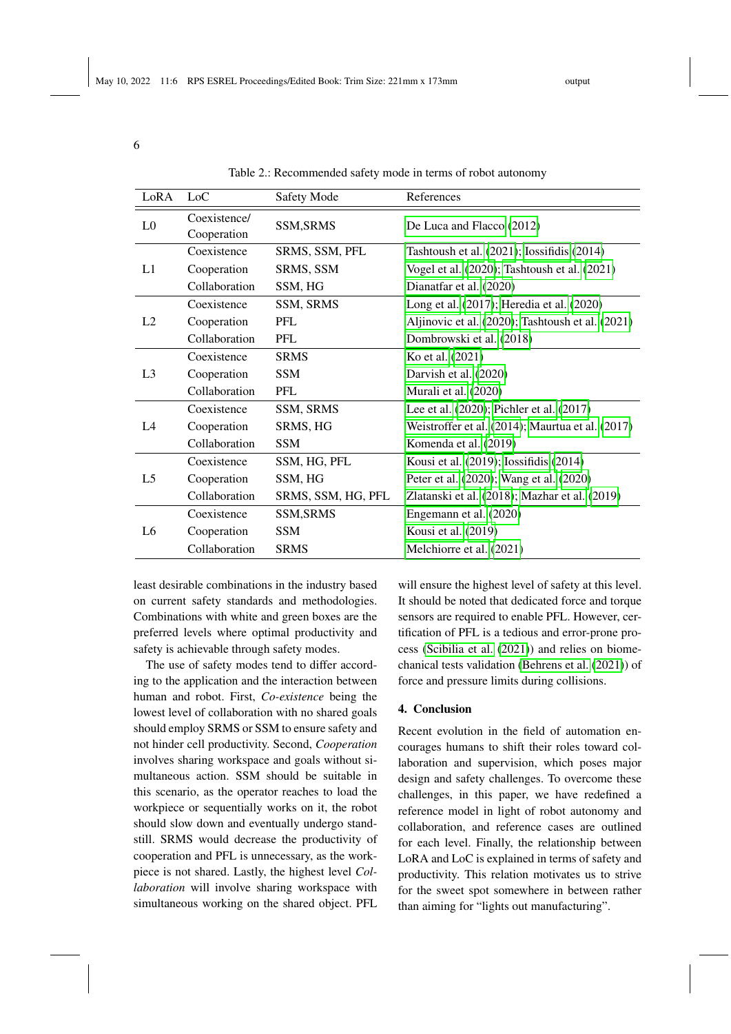Table 2.: Recommended safety mode in terms of robot autonomy

| LoRA | LoC | Safety Mode | References |
| --- | --- | --- | --- |
| L0 | Coexistence/ Cooperation | SSM,SRMS | De Luca and Flacco (2012) |
| L1 | Coexistence | SRMS, SSM, PFL | Tashtoush et al. (2021); Iossifidis (2014) |
| | Cooperation | SRMS, SSM | Vogel et al. (2020); Tashtoush et al. (2021) |
| | Collaboration | SSM, HG | Dianatfar et al. (2020) |
| L2 | Coexistence | SSM, SRMS | Long et al. (2017); Heredia et al. (2020) |
| | Cooperation | PFL | Aljinovic et al. (2020); Tashtoush et al. (2021) |
| | Collaboration | PFL | Dombrowski et al. (2018) |
| L3 | Coexistence | SRMS | Ko et al. (2021) |
| | Cooperation | SSM | Darvish et al. (2020) |
| | Collaboration | PFL | Murali et al. (2020) |
| L4 | Coexistence | SSM, SRMS | Lee et al. (2020); Pichler et al. (2017) |
| | Cooperation | SRMS, HG | Weistroffer et al. (2014); Maurtua et al. (2017) |
| | Collaboration | SSM | Komenda et al. (2019) |
| L5 | Coexistence | SSM, HG, PFL | Kousi et al. (2019); Iossifidis (2014) |
| | Cooperation | SSM, HG | Peter et al. (2020); Wang et al. (2020) |
| | Collaboration | SRMS, SSM, HG, PFL | Zlatanski et al. (2018); Mazhar et al. (2019) |
| L6 | Coexistence | SSM,SRMS | Engemann et al. (2020) |
| | Cooperation | SSM | Kousi et al. (2019) |
| | Collaboration | SRMS | Melchiorre et al. (2021) |

least desirable combinations in the industry based on current safety standards and methodologies. Combinations with white and green boxes are the preferred levels where optimal productivity and safety is achievable through safety modes.

The use of safety modes tend to differ according to the application and the interaction between human and robot. First, *Co-existence* being the lowest level of collaboration with no shared goals should employ SRMS or SSM to ensure safety and not hinder cell productivity. Second, *Cooperation* involves sharing workspace and goals without simultaneous action. SSM should be suitable in this scenario, as the operator reaches to load the workpiece or sequentially works on it, the robot should slow down and eventually undergo standstill. SRMS would decrease the productivity of cooperation and PFL is unnecessary, as the workpiece is not shared. Lastly, the highest level *Collaboration* will involve sharing workspace with simultaneous working on the shared object. PFL will ensure the highest level of safety at this level. It should be noted that dedicated force and torque sensors are required to enable PFL. However, certification of PFL is a tedious and error-prone process (Scibilia et al. (2021)) and relies on biomechanical tests validation (Behrens et al. (2021)) of force and pressure limits during collisions.

## 4. Conclusion

Recent evolution in the field of automation encourages humans to shift their roles toward collaboration and supervision, which poses major design and safety challenges. To overcome these challenges, in this paper, we have redefined a reference model in light of robot autonomy and collaboration, and reference cases are outlined for each level. Finally, the relationship between LoRA and LoC is explained in terms of safety and productivity. This relation motivates us to strive for the sweet spot somewhere in between rather than aiming for "lights out manufacturing".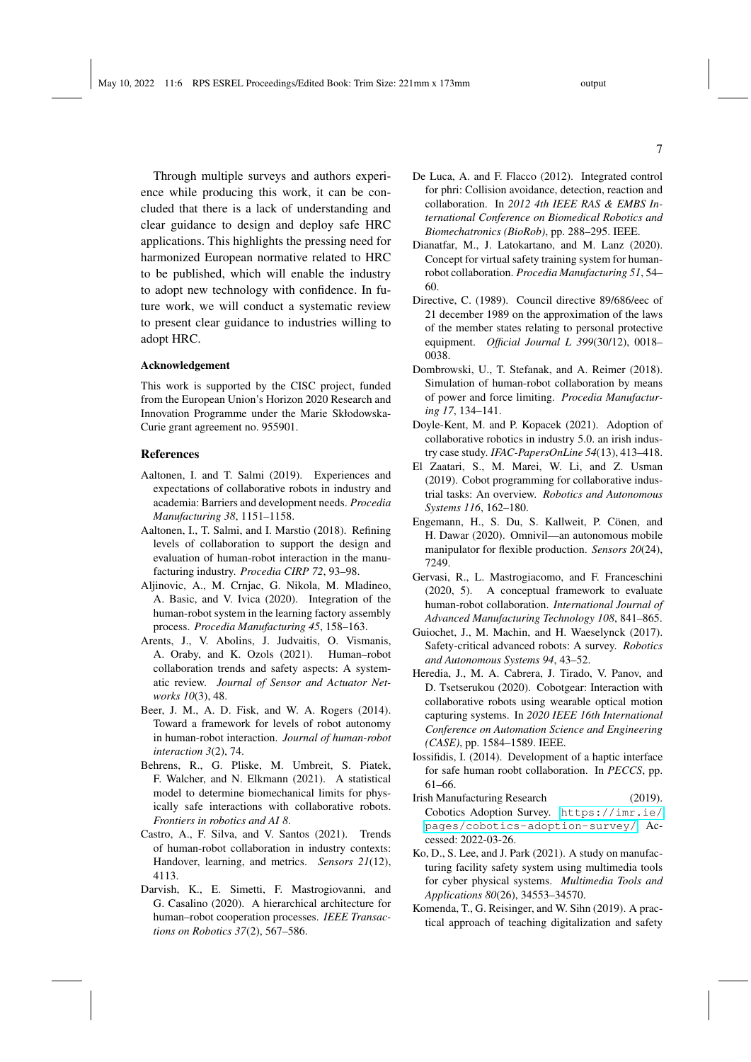Through multiple surveys and authors experience while producing this work, it can be concluded that there is a lack of understanding and clear guidance to design and deploy safe HRC applications. This highlights the pressing need for harmonized European normative related to HRC to be published, which will enable the industry to adopt new technology with confidence. In future work, we will conduct a systematic review to present clear guidance to industries willing to adopt HRC.

#### Acknowledgement

This work is supported by the CISC project, funded from the European Union's Horizon 2020 Research and Innovation Programme under the Marie Skłodowska-Curie grant agreement no. 955901.

## References

Aaltonen, I. and T. Salmi (2019). Experiences and expectations of collaborative robots in industry and academia: Barriers and development needs. *Procedia Manufacturing 38*, 1151–1158.

Aaltonen, I., T. Salmi, and I. Marstio (2018). Refining levels of collaboration to support the design and evaluation of human-robot interaction in the manufacturing industry. *Procedia CIRP 72*, 93–98.

Aljinovic, A., M. Crnjac, G. Nikola, M. Mladineo, A. Basic, and V. Ivica (2020). Integration of the human-robot system in the learning factory assembly process. *Procedia Manufacturing 45*, 158–163.

Arents, J., V. Abolins, J. Judvaitis, O. Vismanis, A. Oraby, and K. Ozols (2021). Human–robot collaboration trends and safety aspects: A systematic review. *Journal of Sensor and Actuator Networks 10*(3), 48.

Beer, J. M., A. D. Fisk, and W. A. Rogers (2014). Toward a framework for levels of robot autonomy in human-robot interaction. *Journal of human-robot interaction 3*(2), 74.

Behrens, R., G. Pliske, M. Umbreit, S. Piatek, F. Walcher, and N. Elkmann (2021). A statistical model to determine biomechanical limits for physically safe interactions with collaborative robots. *Frontiers in robotics and AI 8*.

Castro, A., F. Silva, and V. Santos (2021). Trends of human-robot collaboration in industry contexts: Handover, learning, and metrics. *Sensors 21*(12), 4113.

Darvish, K., E. Simetti, F. Mastrogiovanni, and G. Casalino (2020). A hierarchical architecture for human–robot cooperation processes. *IEEE Transactions on Robotics 37*(2), 567–586.

De Luca, A. and F. Flacco (2012). Integrated control for phri: Collision avoidance, detection, reaction and collaboration. In *2012 4th IEEE RAS & EMBS International Conference on Biomedical Robotics and Biomechatronics (BioRob)*, pp. 288–295. IEEE.

Dianatfar, M., J. Latokartano, and M. Lanz (2020). Concept for virtual safety training system for human-robot collaboration. *Procedia Manufacturing 51*, 54–60.

Directive, C. (1989). Council directive 89/686/eec of 21 december 1989 on the approximation of the laws of the member states relating to personal protective equipment. *Official Journal L 399*(30/12), 0018–0038.

Dombrowski, U., T. Stefanak, and A. Reimer (2018). Simulation of human-robot collaboration by means of power and force limiting. *Procedia Manufacturing 17*, 134–141.

Doyle-Kent, M. and P. Kopacek (2021). Adoption of collaborative robotics in industry 5.0. an irish industry case study. *IFAC-PapersOnLine 54*(13), 413–418.

El Zaatari, S., M. Marei, W. Li, and Z. Usman (2019). Cobot programming for collaborative industrial tasks: An overview. *Robotics and Autonomous Systems 116*, 162–180.

Engemann, H., S. Du, S. Kallweit, P. Cönen, and H. Dawar (2020). Omnivil—an autonomous mobile manipulator for flexible production. *Sensors 20*(24), 7249.

Gervasi, R., L. Mastrogiacomo, and F. Franceschini (2020, 5). A conceptual framework to evaluate human-robot collaboration. *International Journal of Advanced Manufacturing Technology 108*, 841–865.

Guiochet, J., M. Machin, and H. Waeselynck (2017). Safety-critical advanced robots: A survey. *Robotics and Autonomous Systems 94*, 43–52.

Heredia, J., M. A. Cabrera, J. Tirado, V. Panov, and D. Tsetserukou (2020). Cobotgear: Interaction with collaborative robots using wearable optical motion capturing systems. In *2020 IEEE 16th International Conference on Automation Science and Engineering (CASE)*, pp. 1584–1589. IEEE.

Iossifidis, I. (2014). Development of a haptic interface for safe human roobt collaboration. In *PECCS*, pp. 61–66.

Irish Manufacturing Research (2019). Cobotics Adoption Survey. https://imr.ie/pages/cobotics-adoption-survey/. Accessed: 2022-03-26.

Ko, D., S. Lee, and J. Park (2021). A study on manufacturing facility safety system using multimedia tools for cyber physical systems. *Multimedia Tools and Applications 80*(26), 34553–34570.

Komenda, T., G. Reisinger, and W. Sihn (2019). A practical approach of teaching digitalization and safety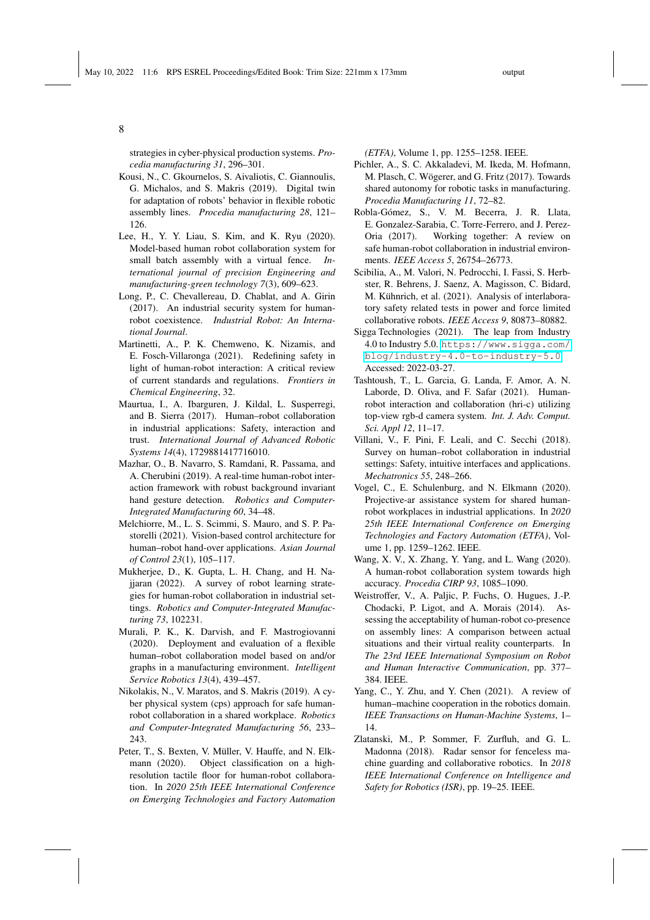strategies in cyber-physical production systems. *Procedia manufacturing 31*, 296–301.

Kousi, N., C. Gkournelos, S. Aivaliotis, C. Giannoulis, G. Michalos, and S. Makris (2019). Digital twin for adaptation of robots' behavior in flexible robotic assembly lines. *Procedia manufacturing 28*, 121–126.

Lee, H., Y. Y. Liau, S. Kim, and K. Ryu (2020). Model-based human robot collaboration system for small batch assembly with a virtual fence. *International journal of precision Engineering and manufacturing-green technology 7*(3), 609–623.

Long, P., C. Chevallereau, D. Chablat, and A. Girin (2017). An industrial security system for human-robot coexistence. *Industrial Robot: An International Journal*.

Martinetti, A., P. K. Chemweno, K. Nizamis, and E. Fosch-Villaronga (2021). Redefining safety in light of human-robot interaction: A critical review of current standards and regulations. *Frontiers in Chemical Engineering*, 32.

Maurtua, I., A. Ibarguren, J. Kildal, L. Susperregi, and B. Sierra (2017). Human–robot collaboration in industrial applications: Safety, interaction and trust. *International Journal of Advanced Robotic Systems 14*(4), 1729881417716010.

Mazhar, O., B. Navarro, S. Ramdani, R. Passama, and A. Cherubini (2019). A real-time human-robot interaction framework with robust background invariant hand gesture detection. *Robotics and Computer-Integrated Manufacturing 60*, 34–48.

Melchiorre, M., L. S. Scimmi, S. Mauro, and S. P. Pastorelli (2021). Vision-based control architecture for human–robot hand-over applications. *Asian Journal of Control 23*(1), 105–117.

Mukherjee, D., K. Gupta, L. H. Chang, and H. Najjaran (2022). A survey of robot learning strategies for human-robot collaboration in industrial settings. *Robotics and Computer-Integrated Manufacturing 73*, 102231.

Murali, P. K., K. Darvish, and F. Mastrogiovanni (2020). Deployment and evaluation of a flexible human–robot collaboration model based on and/or graphs in a manufacturing environment. *Intelligent Service Robotics 13*(4), 439–457.

Nikolakis, N., V. Maratos, and S. Makris (2019). A cyber physical system (cps) approach for safe human-robot collaboration in a shared workplace. *Robotics and Computer-Integrated Manufacturing 56*, 233–243.

Peter, T., S. Bexten, V. Müller, V. Hauffe, and N. Elkmann (2020). Object classification on a high-resolution tactile floor for human-robot collaboration. In *2020 25th IEEE International Conference on Emerging Technologies and Factory Automation (ETFA)*, Volume 1, pp. 1255–1258. IEEE.

Pichler, A., S. C. Akkaladevi, M. Ikeda, M. Hofmann, M. Plasch, C. Wögerer, and G. Fritz (2017). Towards shared autonomy for robotic tasks in manufacturing. *Procedia Manufacturing 11*, 72–82.

Robla-Gómez, S., V. M. Becerra, J. R. Llata, E. Gonzalez-Sarabia, C. Torre-Ferrero, and J. Perez-Oria (2017). Working together: A review on safe human-robot collaboration in industrial environments. *IEEE Access 5*, 26754–26773.

Scibilia, A., M. Valori, N. Pedrocchi, I. Fassi, S. Herbster, R. Behrens, J. Saenz, A. Magisson, C. Bidard, M. Kühnrich, et al. (2021). Analysis of interlaboratory safety related tests in power and force limited collaborative robots. *IEEE Access 9*, 80873–80882.

Sigga Technologies (2021). The leap from Industry 4.0 to Industry 5.0. https://www.sigga.com/blog/industry-4.0-to-industry-5.0. Accessed: 2022-03-27.

Tashtoush, T., L. Garcia, G. Landa, F. Amor, A. N. Laborde, D. Oliva, and F. Safar (2021). Human-robot interaction and collaboration (hri-c) utilizing top-view rgb-d camera system. *Int. J. Adv. Comput. Sci. Appl 12*, 11–17.

Villani, V., F. Pini, F. Leali, and C. Secchi (2018). Survey on human–robot collaboration in industrial settings: Safety, intuitive interfaces and applications. *Mechatronics 55*, 248–266.

Vogel, C., E. Schulenburg, and N. Elkmann (2020). Projective-ar assistance system for shared human-robot workplaces in industrial applications. In *2020 25th IEEE International Conference on Emerging Technologies and Factory Automation (ETFA)*, Volume 1, pp. 1259–1262. IEEE.

Wang, X. V., X. Zhang, Y. Yang, and L. Wang (2020). A human-robot collaboration system towards high accuracy. *Procedia CIRP 93*, 1085–1090.

Weistroffer, V., A. Paljic, P. Fuchs, O. Hugues, J.-P. Chodacki, P. Ligot, and A. Morais (2014). Assessing the acceptability of human-robot co-presence on assembly lines: A comparison between actual situations and their virtual reality counterparts. In *The 23rd IEEE International Symposium on Robot and Human Interactive Communication*, pp. 377–384. IEEE.

Yang, C., Y. Zhu, and Y. Chen (2021). A review of human–machine cooperation in the robotics domain. *IEEE Transactions on Human-Machine Systems*, 1–14.

Zlatanski, M., P. Sommer, F. Zurfluh, and G. L. Madonna (2018). Radar sensor for fenceless machine guarding and collaborative robotics. In *2018 IEEE International Conference on Intelligence and Safety for Robotics (ISR)*, pp. 19–25. IEEE.